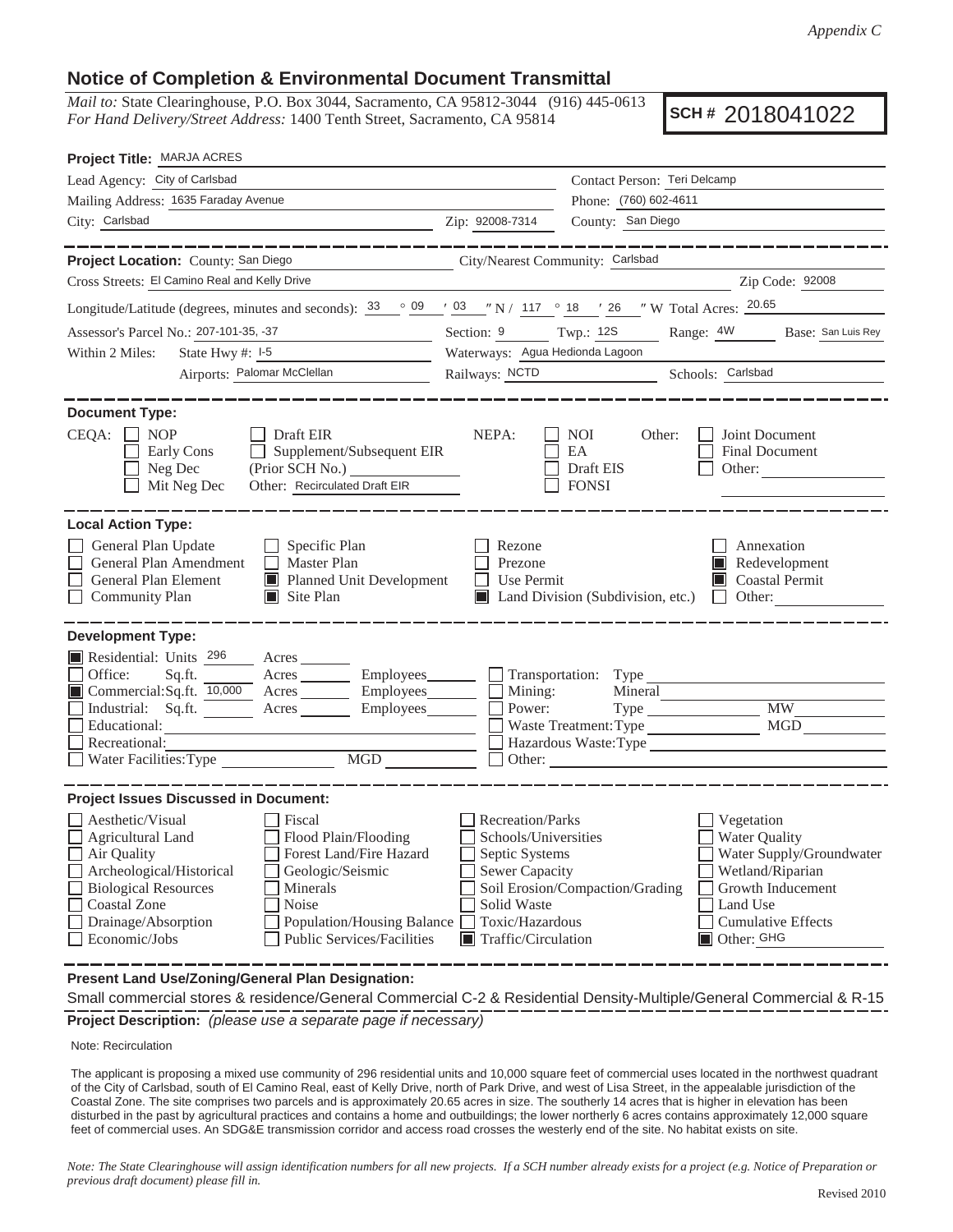*Appendix C*

# Notice of Completion & Environmental Document Transmittal

*Mail to:* State Clearinghouse, P.O. Box 3044, Sacramento, CA 95812-3044 (916) 445-0613
*For Hand Delivery/Street Address:* 1400 Tenth Street, Sacramento, CA 95814

**SCH #** 2018041022

**Project Title:** MARJA ACRES

Lead Agency: City of Carlsbad
Contact Person: Teri Delcamp
Mailing Address: 1635 Faraday Avenue
Phone: (760) 602-4611
City: Carlsbad
Zip: 92008-7314
County: San Diego

**Project Location:** County: San Diego
City/Nearest Community: Carlsbad
Cross Streets: El Camino Real and Kelly Drive
Zip Code: 92008
Longitude/Latitude (degrees, minutes and seconds): 33 ° 09 ′ 03 ″ N / 117 ° 18 ′ 26 ″ W Total Acres: 20.65
Assessor's Parcel No.: 207-101-35, -37
Section: 9 Twp.: 12S Range: 4W Base: San Luis Rey
Within 2 Miles: State Hwy #: I-5
Waterways: Agua Hedionda Lagoon
Airports: Palomar McClellan
Railways: NCTD
Schools: Carlsbad

**Document Type:**

CEQA: ☐ NOP ☐ Early Cons ☐ Neg Dec ☐ Mit Neg Dec ☐ Draft EIR ☐ Supplement/Subsequent EIR (Prior SCH No.) ______ Other: Recirculated Draft EIR

NEPA: ☐ NOI ☐ EA ☐ Draft EIS ☐ FONSI

Other: ☐ Joint Document ☐ Final Document ☐ Other: ______

**Local Action Type:**

☐ General Plan Update
☐ General Plan Amendment
☐ General Plan Element
☐ Community Plan
☐ Specific Plan
☐ Master Plan
☒ Planned Unit Development
☒ Site Plan
☐ Rezone
☐ Prezone
☐ Use Permit
☒ Land Division (Subdivision, etc.)
☐ Annexation
☒ Redevelopment
☒ Coastal Permit
☐ Other: ______

**Development Type:**

☒ Residential: Units 296 Acres ______
☐ Office: Sq.ft. ______ Acres ______ Employees ______
☒ Commercial: Sq.ft. 10,000 Acres ______ Employees ______
☐ Industrial: Sq.ft. ______ Acres ______ Employees ______
☐ Educational: ______
☐ Recreational: ______
☐ Water Facilities: Type ______ MGD ______
☐ Transportation: Type ______
☐ Mining: Mineral ______
☐ Power: Type ______ MW ______
☐ Waste Treatment: Type ______ MGD ______
☐ Hazardous Waste: Type ______
☐ Other: ______

**Project Issues Discussed in Document:**

☐ Aesthetic/Visual
☐ Agricultural Land
☐ Air Quality
☐ Archeological/Historical
☐ Biological Resources
☐ Coastal Zone
☐ Drainage/Absorption
☐ Economic/Jobs
☐ Fiscal
☐ Flood Plain/Flooding
☐ Forest Land/Fire Hazard
☐ Geologic/Seismic
☐ Minerals
☐ Noise
☐ Population/Housing Balance
☐ Public Services/Facilities
☐ Recreation/Parks
☐ Schools/Universities
☐ Septic Systems
☐ Sewer Capacity
☐ Soil Erosion/Compaction/Grading
☐ Solid Waste
☐ Toxic/Hazardous
☒ Traffic/Circulation
☐ Vegetation
☐ Water Quality
☐ Water Supply/Groundwater
☐ Wetland/Riparian
☐ Growth Inducement
☐ Land Use
☐ Cumulative Effects
☒ Other: GHG

**Present Land Use/Zoning/General Plan Designation:**

Small commercial stores & residence/General Commercial C-2 & Residential Density-Multiple/General Commercial & R-15

**Project Description:** *(please use a separate page if necessary)*

Note: Recirculation

The applicant is proposing a mixed use community of 296 residential units and 10,000 square feet of commercial uses located in the northwest quadrant of the City of Carlsbad, south of El Camino Real, east of Kelly Drive, north of Park Drive, and west of Lisa Street, in the appealable jurisdiction of the Coastal Zone. The site comprises two parcels and is approximately 20.65 acres in size. The southerly 14 acres that is higher in elevation has been disturbed in the past by agricultural practices and contains a home and outbuildings; the lower northerly 6 acres contains approximately 12,000 square feet of commercial uses. An SDG&E transmission corridor and access road crosses the westerly end of the site. No habitat exists on site.

*Note: The State Clearinghouse will assign identification numbers for all new projects. If a SCH number already exists for a project (e.g. Notice of Preparation or previous draft document) please fill in.*

Revised 2010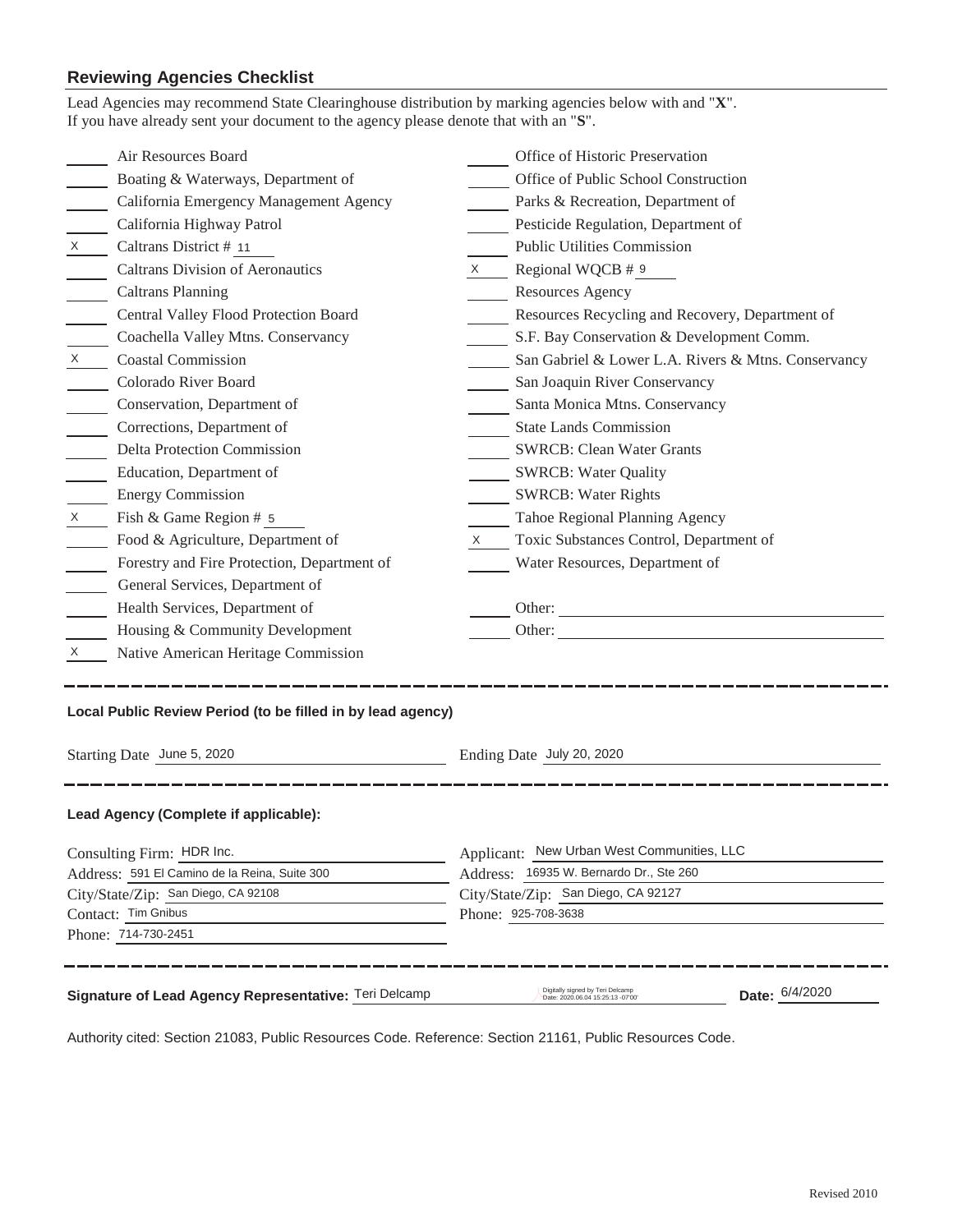## Reviewing Agencies Checklist

Lead Agencies may recommend State Clearinghouse distribution by marking agencies below with and "**X**".
If you have already sent your document to the agency please denote that with an "**S**".

| | | | |
|---|---|---|---|
| | Air Resources Board | | Office of Historic Preservation |
| | Boating & Waterways, Department of | | Office of Public School Construction |
| | California Emergency Management Agency | | Parks & Recreation, Department of |
| | California Highway Patrol | | Pesticide Regulation, Department of |
| X | Caltrans District # 11 | | Public Utilities Commission |
| | Caltrans Division of Aeronautics | X | Regional WQCB # 9 |
| | Caltrans Planning | | Resources Agency |
| | Central Valley Flood Protection Board | | Resources Recycling and Recovery, Department of |
| | Coachella Valley Mtns. Conservancy | | S.F. Bay Conservation & Development Comm. |
| X | Coastal Commission | | San Gabriel & Lower L.A. Rivers & Mtns. Conservancy |
| | Colorado River Board | | San Joaquin River Conservancy |
| | Conservation, Department of | | Santa Monica Mtns. Conservancy |
| | Corrections, Department of | | State Lands Commission |
| | Delta Protection Commission | | SWRCB: Clean Water Grants |
| | Education, Department of | | SWRCB: Water Quality |
| | Energy Commission | | SWRCB: Water Rights |
| X | Fish & Game Region # 5 | | Tahoe Regional Planning Agency |
| | Food & Agriculture, Department of | X | Toxic Substances Control, Department of |
| | Forestry and Fire Protection, Department of | | Water Resources, Department of |
| | General Services, Department of | | |
| | Health Services, Department of | | Other: |
| | Housing & Community Development | | Other: |
| X | Native American Heritage Commission | | |

---

**Local Public Review Period (to be filled in by lead agency)**

Starting Date June 5, 2020 Ending Date July 20, 2020

---

**Lead Agency (Complete if applicable):**

| | |
|---|---|
| Consulting Firm: HDR Inc. | Applicant: New Urban West Communities, LLC |
| Address: 591 El Camino de la Reina, Suite 300 | Address: 16935 W. Bernardo Dr., Ste 260 |
| City/State/Zip: San Diego, CA 92108 | City/State/Zip: San Diego, CA 92127 |
| Contact: Tim Gnibus | Phone: 925-708-3638 |
| Phone: 714-730-2451 | |

---

**Signature of Lead Agency Representative:** Teri Delcamp Digitally signed by Teri Delcamp Date: 2020.06.04 15:25:13 -07'00' **Date:** 6/4/2020

Authority cited: Section 21083, Public Resources Code. Reference: Section 21161, Public Resources Code.

Revised 2010